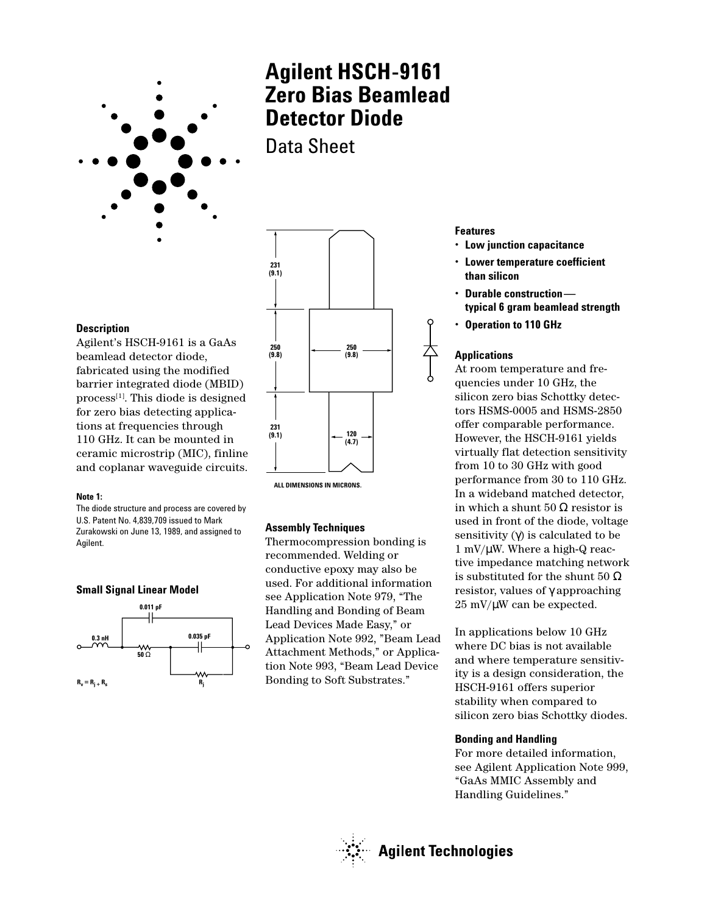# Agilent HSCH-9161 Zero Bias Beamlead Detector Diode

## Data Sheet

### Description

Agilent's HSCH-9161 is a GaAs beamlead detector diode, fabricated using the modified barrier integrated diode (MBID) process[1]. This diode is designed for zero bias detecting applications at frequencies through 110 GHz. It can be mounted in ceramic microstrip (MIC), finline and coplanar waveguide circuits.

**Note 1:**
The diode structure and process are covered by U.S. Patent No. 4,839,709 issued to Mark Zurakowski on June 13, 1989, and assigned to Agilent.

### Small Signal Linear Model

0.011 pF

0.3 nH

0.035 pF

50 Ω

$R_v = R_j + R_s$

$R_j$

231 (9.1)

250 (9.8)

250 (9.8)

231 (9.1)

120 (4.7)

ALL DIMENSIONS IN MICRONS.

### Assembly Techniques

Thermocompression bonding is recommended. Welding or conductive epoxy may also be used. For additional information see Application Note 979, "The Handling and Bonding of Beam Lead Devices Made Easy," or Application Note 992, "Beam Lead Attachment Methods," or Application Note 993, "Beam Lead Device Bonding to Soft Substrates."

### Features

- **Low junction capacitance**
- **Lower temperature coefficient than silicon**
- **Durable construction— typical 6 gram beamlead strength**
- **Operation to 110 GHz**

### Applications

At room temperature and frequencies under 10 GHz, the silicon zero bias Schottky detectors HSMS-0005 and HSMS-2850 offer comparable performance. However, the HSCH-9161 yields virtually flat detection sensitivity from 10 to 30 GHz with good performance from 30 to 110 GHz. In a wideband matched detector, in which a shunt 50 Ω resistor is used in front of the diode, voltage sensitivity (γ) is calculated to be 1 mV/μW. Where a high-Q reactive impedance matching network is substituted for the shunt 50 Ω resistor, values of γ approaching 25 mV/μW can be expected.

In applications below 10 GHz where DC bias is not available and where temperature sensitivity is a design consideration, the HSCH-9161 offers superior stability when compared to silicon zero bias Schottky diodes.

### Bonding and Handling

For more detailed information, see Agilent Application Note 999, "GaAs MMIC Assembly and Handling Guidelines."

Agilent Technologies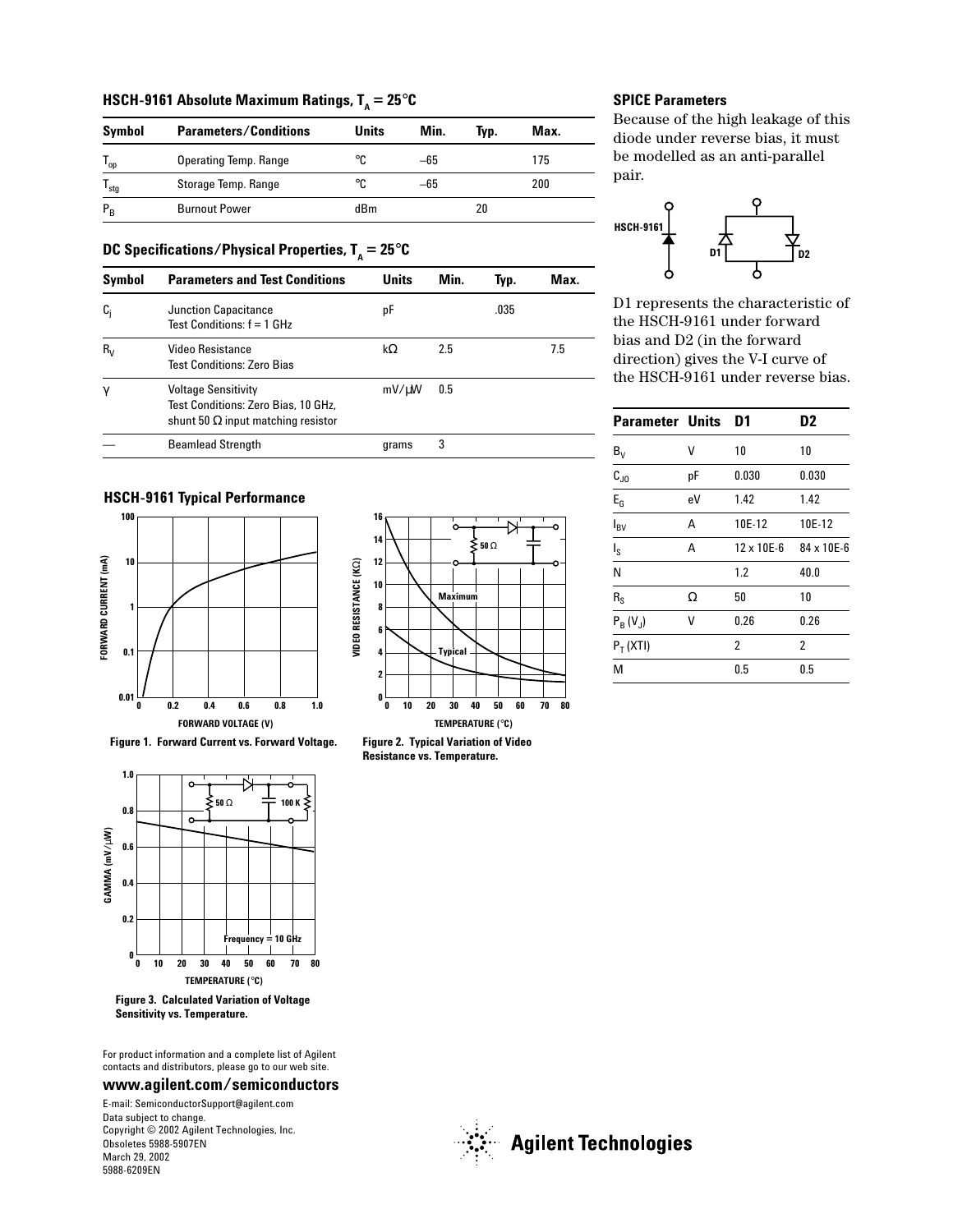### HSCH-9161 Absolute Maximum Ratings, $T_A = 25°C$

| Symbol | Parameters/Conditions | Units | Min. | Typ. | Max. |
|---|---|---|---|---|---|
| $T_{op}$ | Operating Temp. Range | °C | –65 | | 175 |
| $T_{stg}$ | Storage Temp. Range | °C | –65 | | 200 |
| $P_B$ | Burnout Power | dBm | | 20 | |

### DC Specifications/Physical Properties, $T_A = 25°C$

| Symbol | Parameters and Test Conditions | Units | Min. | Typ. | Max. |
|---|---|---|---|---|---|
| $C_j$ | Junction Capacitance<br>Test Conditions: f = 1 GHz | pF | | .035 | |
| $R_V$ | Video Resistance<br>Test Conditions: Zero Bias | kΩ | 2.5 | | 7.5 |
| γ | Voltage Sensitivity<br>Test Conditions: Zero Bias, 10 GHz, shunt 50 Ω input matching resistor | mV/µW | 0.5 | | |
| — | Beamlead Strength | grams | 3 | | |

### HSCH-9161 Typical Performance

FORWARD CURRENT (mA)
100
10
1
0.1
0.01
0 0.2 0.4 0.6 0.8 1.0
FORWARD VOLTAGE (V)

Figure 1. Forward Current vs. Forward Voltage.

VIDEO RESISTANCE (KΩ)
16 14 12 10 8 6 4 2 0
50 Ω
Maximum
Typical
0 10 20 30 40 50 60 70 80
TEMPERATURE (°C)

Figure 2. Typical Variation of Video Resistance vs. Temperature.

GAMMA (mV/µW)
1.0 0.8 0.6 0.4 0.2 0
50 Ω
100 K
Frequency = 10 GHz
0 10 20 30 40 50 60 70 80
TEMPERATURE (°C)

Figure 3. Calculated Variation of Voltage Sensitivity vs. Temperature.

### SPICE Parameters

Because of the high leakage of this diode under reverse bias, it must be modelled as an anti-parallel pair.

HSCH-9161
D1
D2

D1 represents the characteristic of the HSCH-9161 under forward bias and D2 (in the forward direction) gives the V-I curve of the HSCH-9161 under reverse bias.

| Parameter | Units | D1 | D2 |
|---|---|---|---|
| $B_V$ | V | 10 | 10 |
| $C_{J0}$ | pF | 0.030 | 0.030 |
| $E_G$ | eV | 1.42 | 1.42 |
| $I_{BV}$ | A | 10E-12 | 10E-12 |
| $I_S$ | A | 12 x 10E-6 | 84 x 10E-6 |
| N | | 1.2 | 40.0 |
| $R_S$ | Ω | 50 | 10 |
| $P_B$ ($V_J$) | V | 0.26 | 0.26 |
| $P_T$ (XTI) | | 2 | 2 |
| M | | 0.5 | 0.5 |

For product information and a complete list of Agilent contacts and distributors, please go to our web site.

**www.agilent.com/semiconductors**

E-mail: SemiconductorSupport@agilent.com
Data subject to change.
Copyright © 2002 Agilent Technologies, Inc.
Obsoletes 5988-5907EN
March 29, 2002
5988-6209EN

Agilent Technologies